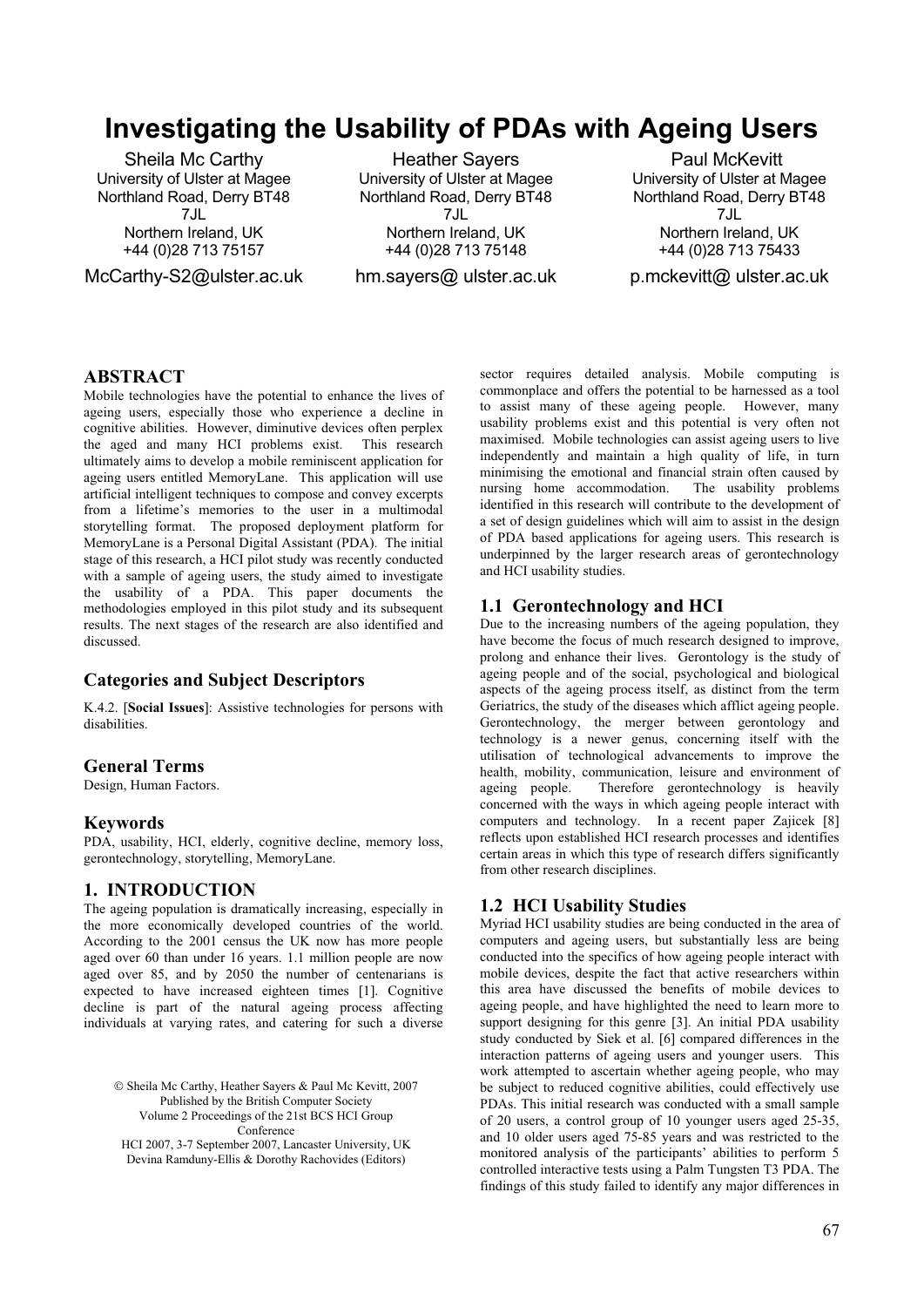# Investigating the Usability of PDAs with Ageing Users

Sheila Mc Carthy
University of Ulster at Magee
Northland Road, Derry BT48 7JL
Northern Ireland, UK
+44 (0)28 713 75157
McCarthy-S2@ulster.ac.uk

Heather Sayers
University of Ulster at Magee
Northland Road, Derry BT48 7JL
Northern Ireland, UK
+44 (0)28 713 75148
hm.sayers@ ulster.ac.uk

Paul McKevitt
University of Ulster at Magee
Northland Road, Derry BT48 7JL
Northern Ireland, UK
+44 (0)28 713 75433
p.mckevitt@ ulster.ac.uk

## ABSTRACT

Mobile technologies have the potential to enhance the lives of ageing users, especially those who experience a decline in cognitive abilities. However, diminutive devices often perplex the aged and many HCI problems exist. This research ultimately aims to develop a mobile reminiscent application for ageing users entitled MemoryLane. This application will use artificial intelligent techniques to compose and convey excerpts from a lifetime's memories to the user in a multimodal storytelling format. The proposed deployment platform for MemoryLane is a Personal Digital Assistant (PDA). The initial stage of this research, a HCI pilot study was recently conducted with a sample of ageing users, the study aimed to investigate the usability of a PDA. This paper documents the methodologies employed in this pilot study and its subsequent results. The next stages of the research are also identified and discussed.

### Categories and Subject Descriptors

K.4.2. [**Social Issues**]: Assistive technologies for persons with disabilities.

### General Terms

Design, Human Factors.

### Keywords

PDA, usability, HCI, elderly, cognitive decline, memory loss, gerontechnology, storytelling, MemoryLane.

## 1. INTRODUCTION

The ageing population is dramatically increasing, especially in the more economically developed countries of the world. According to the 2001 census the UK now has more people aged over 60 than under 16 years. 1.1 million people are now aged over 85, and by 2050 the number of centenarians is expected to have increased eighteen times [1]. Cognitive decline is part of the natural ageing process affecting individuals at varying rates, and catering for such a diverse sector requires detailed analysis. Mobile computing is commonplace and offers the potential to be harnessed as a tool to assist many of these ageing people. However, many usability problems exist and this potential is very often not maximised. Mobile technologies can assist ageing users to live independently and maintain a high quality of life, in turn minimising the emotional and financial strain often caused by nursing home accommodation. The usability problems identified in this research will contribute to the development of a set of design guidelines which will aim to assist in the design of PDA based applications for ageing users. This research is underpinned by the larger research areas of gerontechnology and HCI usability studies.

© Sheila Mc Carthy, Heather Sayers & Paul Mc Kevitt, 2007
Published by the British Computer Society
Volume 2 Proceedings of the 21st BCS HCI Group Conference
HCI 2007, 3-7 September 2007, Lancaster University, UK
Devina Ramduny-Ellis & Dorothy Rachovides (Editors)

### 1.1 Gerontechnology and HCI

Due to the increasing numbers of the ageing population, they have become the focus of much research designed to improve, prolong and enhance their lives. Gerontology is the study of ageing people and of the social, psychological and biological aspects of the ageing process itself, as distinct from the term Geriatrics, the study of the diseases which afflict ageing people. Gerontechnology, the merger between gerontology and technology is a newer genus, concerning itself with the utilisation of technological advancements to improve the health, mobility, communication, leisure and environment of ageing people. Therefore gerontechnology is heavily concerned with the ways in which ageing people interact with computers and technology. In a recent paper Zajicek [8] reflects upon established HCI research processes and identifies certain areas in which this type of research differs significantly from other research disciplines.

### 1.2 HCI Usability Studies

Myriad HCI usability studies are being conducted in the area of computers and ageing users, but substantially less are being conducted into the specifics of how ageing people interact with mobile devices, despite the fact that active researchers within this area have discussed the benefits of mobile devices to ageing people, and have highlighted the need to learn more to support designing for this genre [3]. An initial PDA usability study conducted by Siek et al. [6] compared differences in the interaction patterns of ageing users and younger users. This work attempted to ascertain whether ageing people, who may be subject to reduced cognitive abilities, could effectively use PDAs. This initial research was conducted with a small sample of 20 users, a control group of 10 younger users aged 25-35, and 10 older users aged 75-85 years and was restricted to the monitored analysis of the participants' abilities to perform 5 controlled interactive tests using a Palm Tungsten T3 PDA. The findings of this study failed to identify any major differences in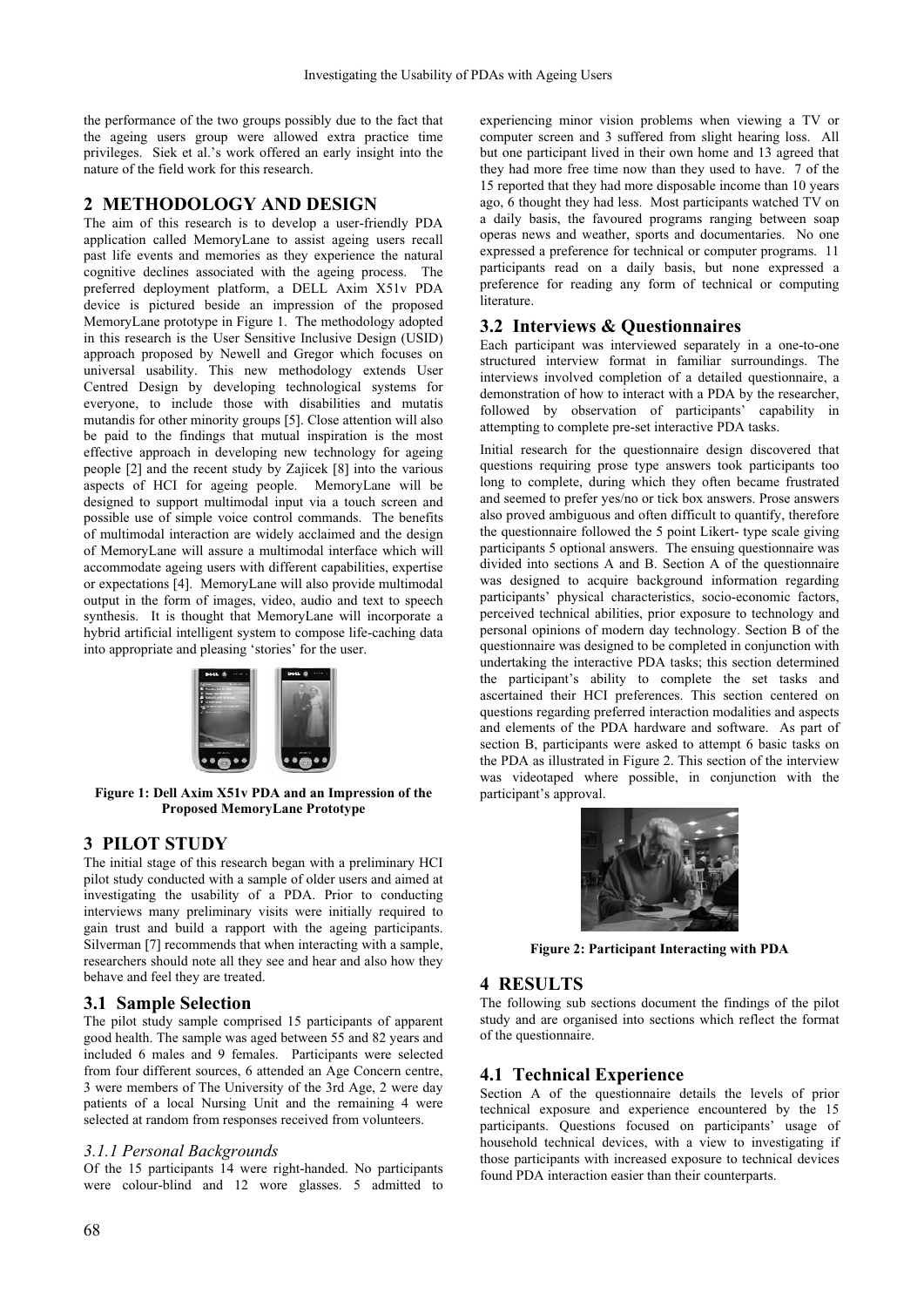the performance of the two groups possibly due to the fact that the ageing users group were allowed extra practice time privileges. Siek et al.'s work offered an early insight into the nature of the field work for this research.

## 2 METHODOLOGY AND DESIGN

The aim of this research is to develop a user-friendly PDA application called MemoryLane to assist ageing users recall past life events and memories as they experience the natural cognitive declines associated with the ageing process. The preferred deployment platform, a DELL Axim X51v PDA device is pictured beside an impression of the proposed MemoryLane prototype in Figure 1. The methodology adopted in this research is the User Sensitive Inclusive Design (USID) approach proposed by Newell and Gregor which focuses on universal usability. This new methodology extends User Centred Design by developing technological systems for everyone, to include those with disabilities and mutatis mutandis for other minority groups [5]. Close attention will also be paid to the findings that mutual inspiration is the most effective approach in developing new technology for ageing people [2] and the recent study by Zajicek [8] into the various aspects of HCI for ageing people. MemoryLane will be designed to support multimodal input via a touch screen and possible use of simple voice control commands. The benefits of multimodal interaction are widely acclaimed and the design of MemoryLane will assure a multimodal interface which will accommodate ageing users with different capabilities, expertise or expectations [4]. MemoryLane will also provide multimodal output in the form of images, video, audio and text to speech synthesis. It is thought that MemoryLane will incorporate a hybrid artificial intelligent system to compose life-caching data into appropriate and pleasing 'stories' for the user.

**Figure 1: Dell Axim X51v PDA and an Impression of the Proposed MemoryLane Prototype**

## 3 PILOT STUDY

The initial stage of this research began with a preliminary HCI pilot study conducted with a sample of older users and aimed at investigating the usability of a PDA. Prior to conducting interviews many preliminary visits were initially required to gain trust and build a rapport with the ageing participants. Silverman [7] recommends that when interacting with a sample, researchers should note all they see and hear and also how they behave and feel they are treated.

### 3.1 Sample Selection

The pilot study sample comprised 15 participants of apparent good health. The sample was aged between 55 and 82 years and included 6 males and 9 females. Participants were selected from four different sources, 6 attended an Age Concern centre, 3 were members of The University of the 3rd Age, 2 were day patients of a local Nursing Unit and the remaining 4 were selected at random from responses received from volunteers.

#### *3.1.1 Personal Backgrounds*

Of the 15 participants 14 were right-handed. No participants were colour-blind and 12 wore glasses. 5 admitted to experiencing minor vision problems when viewing a TV or computer screen and 3 suffered from slight hearing loss. All but one participant lived in their own home and 13 agreed that they had more free time now than they used to have. 7 of the 15 reported that they had more disposable income than 10 years ago, 6 thought they had less. Most participants watched TV on a daily basis, the favoured programs ranging between soap operas news and weather, sports and documentaries. No one expressed a preference for technical or computer programs. 11 participants read on a daily basis, but none expressed a preference for reading any form of technical or computing literature.

### 3.2 Interviews & Questionnaires

Each participant was interviewed separately in a one-to-one structured interview format in familiar surroundings. The interviews involved completion of a detailed questionnaire, a demonstration of how to interact with a PDA by the researcher, followed by observation of participants' capability in attempting to complete pre-set interactive PDA tasks.

Initial research for the questionnaire design discovered that questions requiring prose type answers took participants too long to complete, during which they often became frustrated and seemed to prefer yes/no or tick box answers. Prose answers also proved ambiguous and often difficult to quantify, therefore the questionnaire followed the 5 point Likert- type scale giving participants 5 optional answers. The ensuing questionnaire was divided into sections A and B. Section A of the questionnaire was designed to acquire background information regarding participants' physical characteristics, socio-economic factors, perceived technical abilities, prior exposure to technology and personal opinions of modern day technology. Section B of the questionnaire was designed to be completed in conjunction with undertaking the interactive PDA tasks; this section determined the participant's ability to complete the set tasks and ascertained their HCI preferences. This section centered on questions regarding preferred interaction modalities and aspects and elements of the PDA hardware and software. As part of section B, participants were asked to attempt 6 basic tasks on the PDA as illustrated in Figure 2. This section of the interview was videotaped where possible, in conjunction with the participant's approval.

**Figure 2: Participant Interacting with PDA**

## 4 RESULTS

The following sub sections document the findings of the pilot study and are organised into sections which reflect the format of the questionnaire.

### 4.1 Technical Experience

Section A of the questionnaire details the levels of prior technical exposure and experience encountered by the 15 participants. Questions focused on participants' usage of household technical devices, with a view to investigating if those participants with increased exposure to technical devices found PDA interaction easier than their counterparts.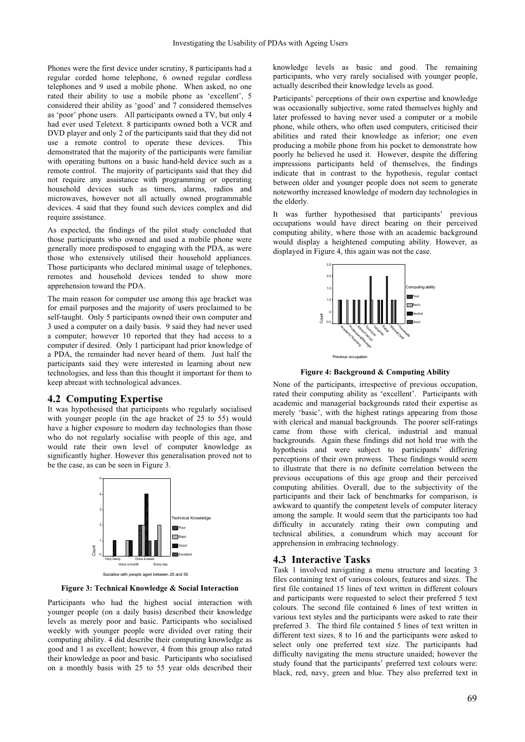Phones were the first device under scrutiny, 8 participants had a regular corded home telephone, 6 owned regular cordless telephones and 9 used a mobile phone. When asked, no one rated their ability to use a mobile phone as 'excellent', 5 considered their ability as 'good' and 7 considered themselves as 'poor' phone users. All participants owned a TV, but only 4 had ever used Teletext. 8 participants owned both a VCR and DVD player and only 2 of the participants said that they did not use a remote control to operate these devices. This demonstrated that the majority of the participants were familiar with operating buttons on a basic hand-held device such as a remote control. The majority of participants said that they did not require any assistance with programming or operating household devices such as timers, alarms, radios and microwaves, however not all actually owned programmable devices. 4 said that they found such devices complex and did require assistance.

As expected, the findings of the pilot study concluded that those participants who owned and used a mobile phone were generally more predisposed to engaging with the PDA, as were those who extensively utilised their household appliances. Those participants who declared minimal usage of telephones, remotes and household devices tended to show more apprehension toward the PDA.

The main reason for computer use among this age bracket was for email purposes and the majority of users proclaimed to be self-taught. Only 5 participants owned their own computer and 3 used a computer on a daily basis. 9 said they had never used a computer; however 10 reported that they had access to a computer if desired. Only 1 participant had prior knowledge of a PDA, the remainder had never heard of them. Just half the participants said they were interested in learning about new technologies, and less than this thought it important for them to keep abreast with technological advances.

## 4.2 Computing Expertise

It was hypothesised that participants who regularly socialised with younger people (in the age bracket of 25 to 55) would have a higher exposure to modern day technologies than those who do not regularly socialise with people of this age, and would rate their own level of computer knowledge as significantly higher. However this generalisation proved not to be the case, as can be seen in Figure 3.

**Figure 3: Technical Knowledge & Social Interaction**

Participants who had the highest social interaction with younger people (on a daily basis) described their knowledge levels as merely poor and basic. Participants who socialised weekly with younger people were divided over rating their computing ability. 4 did describe their computing knowledge as good and 1 as excellent; however, 4 from this group also rated their knowledge as poor and basic. Participants who socialised on a monthly basis with 25 to 55 year olds described their knowledge levels as basic and good. The remaining participants, who very rarely socialised with younger people, actually described their knowledge levels as good.

Participants' perceptions of their own expertise and knowledge was occasionally subjective, some rated themselves highly and later professed to having never used a computer or a mobile phone, while others, who often used computers, criticised their abilities and rated their knowledge as inferior; one even producing a mobile phone from his pocket to demonstrate how poorly he believed he used it. However, despite the differing impressions participants held of themselves, the findings indicate that in contrast to the hypothesis, regular contact between older and younger people does not seem to generate noteworthy increased knowledge of modern day technologies in the elderly.

It was further hypothesised that participants' previous occupations would have direct bearing on their perceived computing ability, where those with an academic background would display a heightened computing ability. However, as displayed in Figure 4, this again was not the case.

**Figure 4: Background & Computing Ability**

None of the participants, irrespective of previous occupation, rated their computing ability as 'excellent'. Participants with academic and managerial backgrounds rated their expertise as merely 'basic', with the highest ratings appearing from those with clerical and manual backgrounds. The poorer self-ratings came from those with clerical, industrial and manual backgrounds. Again these findings did not hold true with the hypothesis and were subject to participants' differing perceptions of their own prowess. These findings would seem to illustrate that there is no definite correlation between the previous occupations of this age group and their perceived computing abilities. Overall, due to the subjectivity of the participants and their lack of benchmarks for comparison, is awkward to quantify the competent levels of computer literacy among the sample. It would seem that the participants too had difficulty in accurately rating their own computing and technical abilities, a conundrum which may account for apprehension in embracing technology.

## 4.3 Interactive Tasks

Task 1 involved navigating a menu structure and locating 3 files containing text of various colours, features and sizes. The first file contained 15 lines of text written in different colours and participants were requested to select their preferred 5 text colours. The second file contained 6 lines of text written in various text styles and the participants were asked to rate their preferred 3. The third file contained 5 lines of text written in different text sizes, 8 to 16 and the participants were asked to select only one preferred text size. The participants had difficulty navigating the menu structure unaided; however the study found that the participants' preferred text colours were: black, red, navy, green and blue. They also preferred text in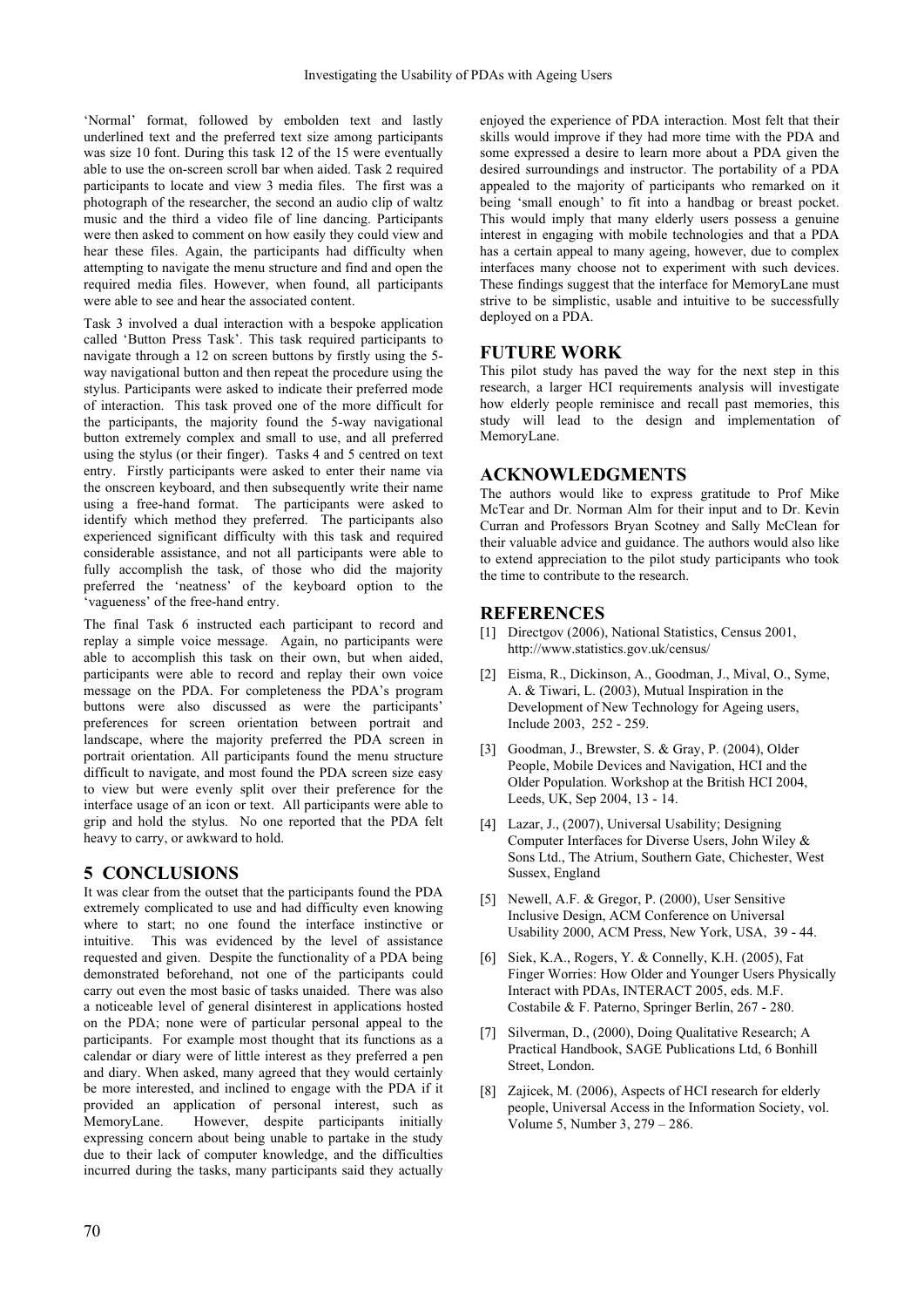'Normal' format, followed by embolden text and lastly underlined text and the preferred text size among participants was size 10 font. During this task 12 of the 15 were eventually able to use the on-screen scroll bar when aided. Task 2 required participants to locate and view 3 media files. The first was a photograph of the researcher, the second an audio clip of waltz music and the third a video file of line dancing. Participants were then asked to comment on how easily they could view and hear these files. Again, the participants had difficulty when attempting to navigate the menu structure and find and open the required media files. However, when found, all participants were able to see and hear the associated content.

Task 3 involved a dual interaction with a bespoke application called 'Button Press Task'. This task required participants to navigate through a 12 on screen buttons by firstly using the 5-way navigational button and then repeat the procedure using the stylus. Participants were asked to indicate their preferred mode of interaction. This task proved one of the more difficult for the participants, the majority found the 5-way navigational button extremely complex and small to use, and all preferred using the stylus (or their finger). Tasks 4 and 5 centred on text entry. Firstly participants were asked to enter their name via the onscreen keyboard, and then subsequently write their name using a free-hand format. The participants were asked to identify which method they preferred. The participants also experienced significant difficulty with this task and required considerable assistance, and not all participants were able to fully accomplish the task, of those who did the majority preferred the 'neatness' of the keyboard option to the 'vagueness' of the free-hand entry.

The final Task 6 instructed each participant to record and replay a simple voice message. Again, no participants were able to accomplish this task on their own, but when aided, participants were able to record and replay their own voice message on the PDA. For completeness the PDA's program buttons were also discussed as were the participants' preferences for screen orientation between portrait and landscape, where the majority preferred the PDA screen in portrait orientation. All participants found the menu structure difficult to navigate, and most found the PDA screen size easy to view but were evenly split over their preference for the interface usage of an icon or text. All participants were able to grip and hold the stylus. No one reported that the PDA felt heavy to carry, or awkward to hold.

## 5 CONCLUSIONS

It was clear from the outset that the participants found the PDA extremely complicated to use and had difficulty even knowing where to start; no one found the interface instinctive or intuitive. This was evidenced by the level of assistance requested and given. Despite the functionality of a PDA being demonstrated beforehand, not one of the participants could carry out even the most basic of tasks unaided. There was also a noticeable level of general disinterest in applications hosted on the PDA; none were of particular personal appeal to the participants. For example most thought that its functions as a calendar or diary were of little interest as they preferred a pen and diary. When asked, many agreed that they would certainly be more interested, and inclined to engage with the PDA if it provided an application of personal interest, such as MemoryLane. However, despite participants initially expressing concern about being unable to partake in the study due to their lack of computer knowledge, and the difficulties incurred during the tasks, many participants said they actually enjoyed the experience of PDA interaction. Most felt that their skills would improve if they had more time with the PDA and some expressed a desire to learn more about a PDA given the desired surroundings and instructor. The portability of a PDA appealed to the majority of participants who remarked on it being 'small enough' to fit into a handbag or breast pocket. This would imply that many elderly users possess a genuine interest in engaging with mobile technologies and that a PDA has a certain appeal to many ageing, however, due to complex interfaces many choose not to experiment with such devices. These findings suggest that the interface for MemoryLane must strive to be simplistic, usable and intuitive to be successfully deployed on a PDA.

## FUTURE WORK

This pilot study has paved the way for the next step in this research, a larger HCI requirements analysis will investigate how elderly people reminisce and recall past memories, this study will lead to the design and implementation of MemoryLane.

## ACKNOWLEDGMENTS

The authors would like to express gratitude to Prof Mike McTear and Dr. Norman Alm for their input and to Dr. Kevin Curran and Professors Bryan Scotney and Sally McClean for their valuable advice and guidance. The authors would also like to extend appreciation to the pilot study participants who took the time to contribute to the research.

## REFERENCES

[1] Directgov (2006), National Statistics, Census 2001, http://www.statistics.gov.uk/census/

[2] Eisma, R., Dickinson, A., Goodman, J., Mival, O., Syme, A. & Tiwari, L. (2003), Mutual Inspiration in the Development of New Technology for Ageing users, Include 2003, 252 - 259.

[3] Goodman, J., Brewster, S. & Gray, P. (2004), Older People, Mobile Devices and Navigation, HCI and the Older Population. Workshop at the British HCI 2004, Leeds, UK, Sep 2004, 13 - 14.

[4] Lazar, J., (2007), Universal Usability; Designing Computer Interfaces for Diverse Users, John Wiley & Sons Ltd., The Atrium, Southern Gate, Chichester, West Sussex, England

[5] Newell, A.F. & Gregor, P. (2000), User Sensitive Inclusive Design, ACM Conference on Universal Usability 2000, ACM Press, New York, USA, 39 - 44.

[6] Siek, K.A., Rogers, Y. & Connelly, K.H. (2005), Fat Finger Worries: How Older and Younger Users Physically Interact with PDAs, INTERACT 2005, eds. M.F. Costabile & F. Paterno, Springer Berlin, 267 - 280.

[7] Silverman, D., (2000), Doing Qualitative Research; A Practical Handbook, SAGE Publications Ltd, 6 Bonhill Street, London.

[8] Zajicek, M. (2006), Aspects of HCI research for elderly people, Universal Access in the Information Society, vol. Volume 5, Number 3, 279 – 286.